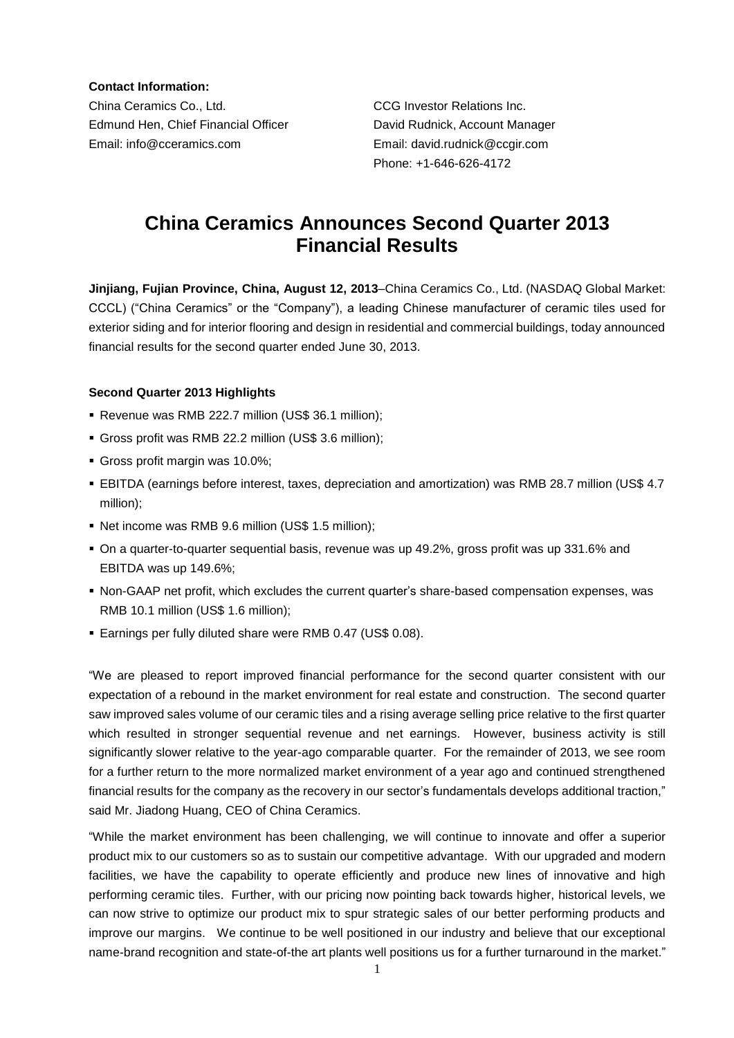**Contact Information:**

China Ceramics Co., Ltd.
Edmund Hen, Chief Financial Officer
Email: info@cceramics.com

CCG Investor Relations Inc.
David Rudnick, Account Manager
Email: david.rudnick@ccgir.com
Phone: +1-646-626-4172

# China Ceramics Announces Second Quarter 2013 Financial Results

**Jinjiang, Fujian Province, China, August 12, 2013**–China Ceramics Co., Ltd. (NASDAQ Global Market: CCCL) ("China Ceramics" or the "Company"), a leading Chinese manufacturer of ceramic tiles used for exterior siding and for interior flooring and design in residential and commercial buildings, today announced financial results for the second quarter ended June 30, 2013.

**Second Quarter 2013 Highlights**

- Revenue was RMB 222.7 million (US$ 36.1 million);
- Gross profit was RMB 22.2 million (US$ 3.6 million);
- Gross profit margin was 10.0%;
- EBITDA (earnings before interest, taxes, depreciation and amortization) was RMB 28.7 million (US$ 4.7 million);
- Net income was RMB 9.6 million (US$ 1.5 million);
- On a quarter-to-quarter sequential basis, revenue was up 49.2%, gross profit was up 331.6% and EBITDA was up 149.6%;
- Non-GAAP net profit, which excludes the current quarter's share-based compensation expenses, was RMB 10.1 million (US$ 1.6 million);
- Earnings per fully diluted share were RMB 0.47 (US$ 0.08).

"We are pleased to report improved financial performance for the second quarter consistent with our expectation of a rebound in the market environment for real estate and construction. The second quarter saw improved sales volume of our ceramic tiles and a rising average selling price relative to the first quarter which resulted in stronger sequential revenue and net earnings. However, business activity is still significantly slower relative to the year-ago comparable quarter. For the remainder of 2013, we see room for a further return to the more normalized market environment of a year ago and continued strengthened financial results for the company as the recovery in our sector's fundamentals develops additional traction," said Mr. Jiadong Huang, CEO of China Ceramics.

"While the market environment has been challenging, we will continue to innovate and offer a superior product mix to our customers so as to sustain our competitive advantage. With our upgraded and modern facilities, we have the capability to operate efficiently and produce new lines of innovative and high performing ceramic tiles. Further, with our pricing now pointing back towards higher, historical levels, we can now strive to optimize our product mix to spur strategic sales of our better performing products and improve our margins. We continue to be well positioned in our industry and believe that our exceptional name-brand recognition and state-of-the art plants well positions us for a further turnaround in the market."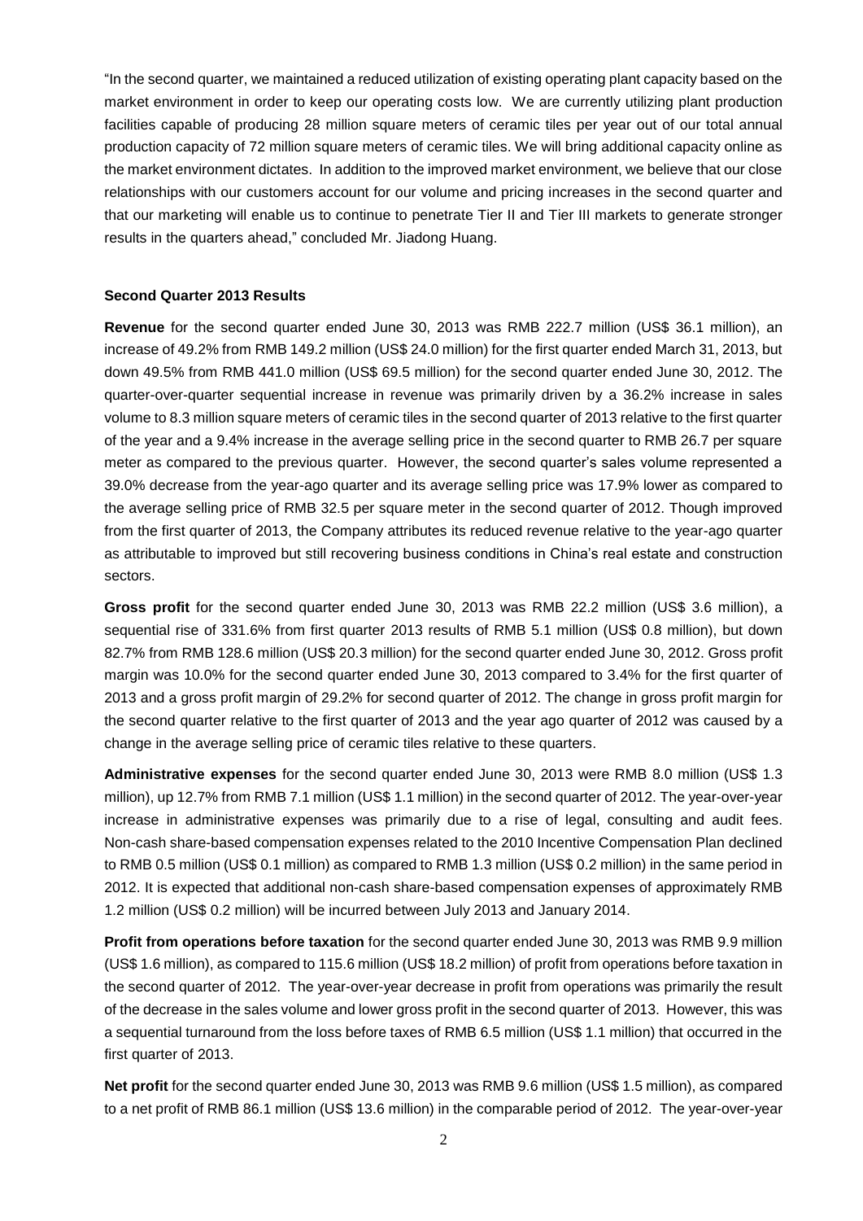"In the second quarter, we maintained a reduced utilization of existing operating plant capacity based on the market environment in order to keep our operating costs low. We are currently utilizing plant production facilities capable of producing 28 million square meters of ceramic tiles per year out of our total annual production capacity of 72 million square meters of ceramic tiles. We will bring additional capacity online as the market environment dictates. In addition to the improved market environment, we believe that our close relationships with our customers account for our volume and pricing increases in the second quarter and that our marketing will enable us to continue to penetrate Tier II and Tier III markets to generate stronger results in the quarters ahead," concluded Mr. Jiadong Huang.

**Second Quarter 2013 Results**

**Revenue** for the second quarter ended June 30, 2013 was RMB 222.7 million (US$ 36.1 million), an increase of 49.2% from RMB 149.2 million (US$ 24.0 million) for the first quarter ended March 31, 2013, but down 49.5% from RMB 441.0 million (US$ 69.5 million) for the second quarter ended June 30, 2012. The quarter-over-quarter sequential increase in revenue was primarily driven by a 36.2% increase in sales volume to 8.3 million square meters of ceramic tiles in the second quarter of 2013 relative to the first quarter of the year and a 9.4% increase in the average selling price in the second quarter to RMB 26.7 per square meter as compared to the previous quarter. However, the second quarter's sales volume represented a 39.0% decrease from the year-ago quarter and its average selling price was 17.9% lower as compared to the average selling price of RMB 32.5 per square meter in the second quarter of 2012. Though improved from the first quarter of 2013, the Company attributes its reduced revenue relative to the year-ago quarter as attributable to improved but still recovering business conditions in China's real estate and construction sectors.

**Gross profit** for the second quarter ended June 30, 2013 was RMB 22.2 million (US$ 3.6 million), a sequential rise of 331.6% from first quarter 2013 results of RMB 5.1 million (US$ 0.8 million), but down 82.7% from RMB 128.6 million (US$ 20.3 million) for the second quarter ended June 30, 2012. Gross profit margin was 10.0% for the second quarter ended June 30, 2013 compared to 3.4% for the first quarter of 2013 and a gross profit margin of 29.2% for second quarter of 2012. The change in gross profit margin for the second quarter relative to the first quarter of 2013 and the year ago quarter of 2012 was caused by a change in the average selling price of ceramic tiles relative to these quarters.

**Administrative expenses** for the second quarter ended June 30, 2013 were RMB 8.0 million (US$ 1.3 million), up 12.7% from RMB 7.1 million (US$ 1.1 million) in the second quarter of 2012. The year-over-year increase in administrative expenses was primarily due to a rise of legal, consulting and audit fees. Non-cash share-based compensation expenses related to the 2010 Incentive Compensation Plan declined to RMB 0.5 million (US$ 0.1 million) as compared to RMB 1.3 million (US$ 0.2 million) in the same period in 2012. It is expected that additional non-cash share-based compensation expenses of approximately RMB 1.2 million (US$ 0.2 million) will be incurred between July 2013 and January 2014.

**Profit from operations before taxation** for the second quarter ended June 30, 2013 was RMB 9.9 million (US$ 1.6 million), as compared to 115.6 million (US$ 18.2 million) of profit from operations before taxation in the second quarter of 2012. The year-over-year decrease in profit from operations was primarily the result of the decrease in the sales volume and lower gross profit in the second quarter of 2013. However, this was a sequential turnaround from the loss before taxes of RMB 6.5 million (US$ 1.1 million) that occurred in the first quarter of 2013.

**Net profit** for the second quarter ended June 30, 2013 was RMB 9.6 million (US$ 1.5 million), as compared to a net profit of RMB 86.1 million (US$ 13.6 million) in the comparable period of 2012. The year-over-year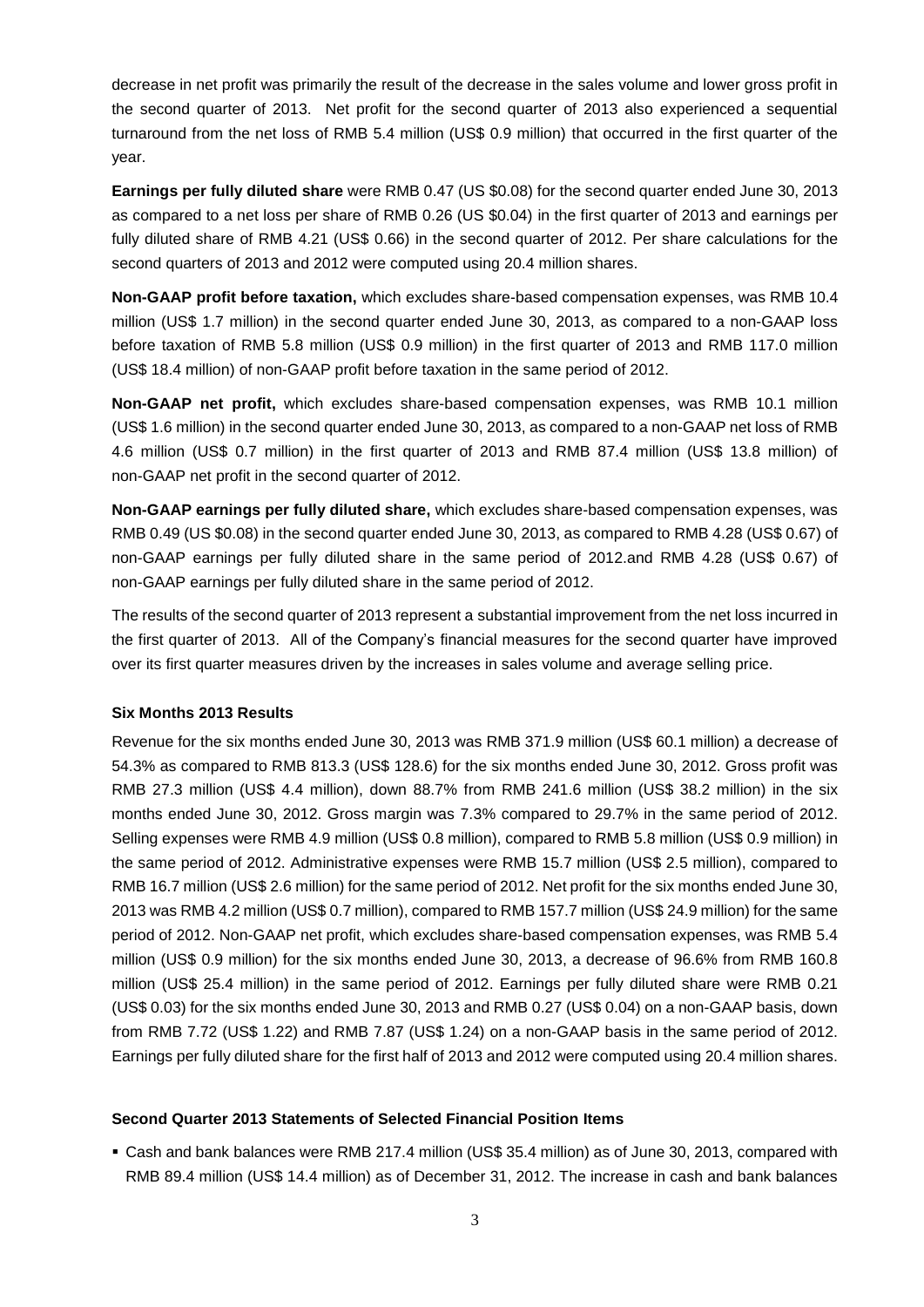decrease in net profit was primarily the result of the decrease in the sales volume and lower gross profit in the second quarter of 2013. Net profit for the second quarter of 2013 also experienced a sequential turnaround from the net loss of RMB 5.4 million (US$ 0.9 million) that occurred in the first quarter of the year.

**Earnings per fully diluted share** were RMB 0.47 (US $0.08) for the second quarter ended June 30, 2013 as compared to a net loss per share of RMB 0.26 (US $0.04) in the first quarter of 2013 and earnings per fully diluted share of RMB 4.21 (US$ 0.66) in the second quarter of 2012. Per share calculations for the second quarters of 2013 and 2012 were computed using 20.4 million shares.

**Non-GAAP profit before taxation,** which excludes share-based compensation expenses, was RMB 10.4 million (US$ 1.7 million) in the second quarter ended June 30, 2013, as compared to a non-GAAP loss before taxation of RMB 5.8 million (US$ 0.9 million) in the first quarter of 2013 and RMB 117.0 million (US$ 18.4 million) of non-GAAP profit before taxation in the same period of 2012.

**Non-GAAP net profit,** which excludes share-based compensation expenses, was RMB 10.1 million (US$ 1.6 million) in the second quarter ended June 30, 2013, as compared to a non-GAAP net loss of RMB 4.6 million (US$ 0.7 million) in the first quarter of 2013 and RMB 87.4 million (US$ 13.8 million) of non-GAAP net profit in the second quarter of 2012.

**Non-GAAP earnings per fully diluted share,** which excludes share-based compensation expenses, was RMB 0.49 (US $0.08) in the second quarter ended June 30, 2013, as compared to RMB 4.28 (US$ 0.67) of non-GAAP earnings per fully diluted share in the same period of 2012.and RMB 4.28 (US$ 0.67) of non-GAAP earnings per fully diluted share in the same period of 2012.

The results of the second quarter of 2013 represent a substantial improvement from the net loss incurred in the first quarter of 2013. All of the Company's financial measures for the second quarter have improved over its first quarter measures driven by the increases in sales volume and average selling price.

**Six Months 2013 Results**

Revenue for the six months ended June 30, 2013 was RMB 371.9 million (US$ 60.1 million) a decrease of 54.3% as compared to RMB 813.3 (US$ 128.6) for the six months ended June 30, 2012. Gross profit was RMB 27.3 million (US$ 4.4 million), down 88.7% from RMB 241.6 million (US$ 38.2 million) in the six months ended June 30, 2012. Gross margin was 7.3% compared to 29.7% in the same period of 2012. Selling expenses were RMB 4.9 million (US$ 0.8 million), compared to RMB 5.8 million (US$ 0.9 million) in the same period of 2012. Administrative expenses were RMB 15.7 million (US$ 2.5 million), compared to RMB 16.7 million (US$ 2.6 million) for the same period of 2012. Net profit for the six months ended June 30, 2013 was RMB 4.2 million (US$ 0.7 million), compared to RMB 157.7 million (US$ 24.9 million) for the same period of 2012. Non-GAAP net profit, which excludes share-based compensation expenses, was RMB 5.4 million (US$ 0.9 million) for the six months ended June 30, 2013, a decrease of 96.6% from RMB 160.8 million (US$ 25.4 million) in the same period of 2012. Earnings per fully diluted share were RMB 0.21 (US$ 0.03) for the six months ended June 30, 2013 and RMB 0.27 (US$ 0.04) on a non-GAAP basis, down from RMB 7.72 (US$ 1.22) and RMB 7.87 (US$ 1.24) on a non-GAAP basis in the same period of 2012. Earnings per fully diluted share for the first half of 2013 and 2012 were computed using 20.4 million shares.

**Second Quarter 2013 Statements of Selected Financial Position Items**

- Cash and bank balances were RMB 217.4 million (US$ 35.4 million) as of June 30, 2013, compared with RMB 89.4 million (US$ 14.4 million) as of December 31, 2012. The increase in cash and bank balances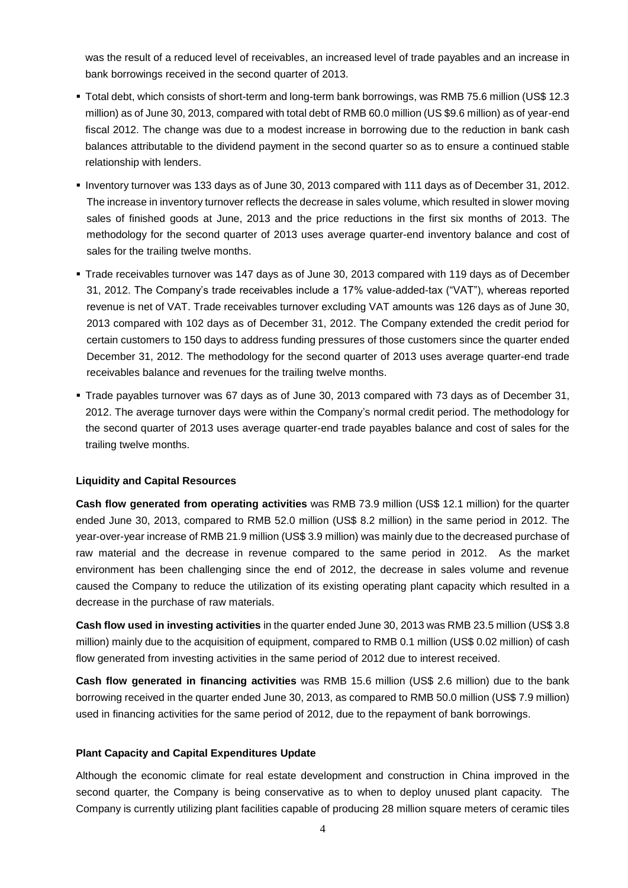was the result of a reduced level of receivables, an increased level of trade payables and an increase in bank borrowings received in the second quarter of 2013.

- Total debt, which consists of short-term and long-term bank borrowings, was RMB 75.6 million (US$ 12.3 million) as of June 30, 2013, compared with total debt of RMB 60.0 million (US $9.6 million) as of year-end fiscal 2012. The change was due to a modest increase in borrowing due to the reduction in bank cash balances attributable to the dividend payment in the second quarter so as to ensure a continued stable relationship with lenders.
- Inventory turnover was 133 days as of June 30, 2013 compared with 111 days as of December 31, 2012. The increase in inventory turnover reflects the decrease in sales volume, which resulted in slower moving sales of finished goods at June, 2013 and the price reductions in the first six months of 2013. The methodology for the second quarter of 2013 uses average quarter-end inventory balance and cost of sales for the trailing twelve months.
- Trade receivables turnover was 147 days as of June 30, 2013 compared with 119 days as of December 31, 2012. The Company's trade receivables include a 17% value-added-tax ("VAT"), whereas reported revenue is net of VAT. Trade receivables turnover excluding VAT amounts was 126 days as of June 30, 2013 compared with 102 days as of December 31, 2012. The Company extended the credit period for certain customers to 150 days to address funding pressures of those customers since the quarter ended December 31, 2012. The methodology for the second quarter of 2013 uses average quarter-end trade receivables balance and revenues for the trailing twelve months.
- Trade payables turnover was 67 days as of June 30, 2013 compared with 73 days as of December 31, 2012. The average turnover days were within the Company's normal credit period. The methodology for the second quarter of 2013 uses average quarter-end trade payables balance and cost of sales for the trailing twelve months.

**Liquidity and Capital Resources**

**Cash flow generated from operating activities** was RMB 73.9 million (US$ 12.1 million) for the quarter ended June 30, 2013, compared to RMB 52.0 million (US$ 8.2 million) in the same period in 2012. The year-over-year increase of RMB 21.9 million (US$ 3.9 million) was mainly due to the decreased purchase of raw material and the decrease in revenue compared to the same period in 2012. As the market environment has been challenging since the end of 2012, the decrease in sales volume and revenue caused the Company to reduce the utilization of its existing operating plant capacity which resulted in a decrease in the purchase of raw materials.

**Cash flow used in investing activities** in the quarter ended June 30, 2013 was RMB 23.5 million (US$ 3.8 million) mainly due to the acquisition of equipment, compared to RMB 0.1 million (US$ 0.02 million) of cash flow generated from investing activities in the same period of 2012 due to interest received.

**Cash flow generated in financing activities** was RMB 15.6 million (US$ 2.6 million) due to the bank borrowing received in the quarter ended June 30, 2013, as compared to RMB 50.0 million (US$ 7.9 million) used in financing activities for the same period of 2012, due to the repayment of bank borrowings.

**Plant Capacity and Capital Expenditures Update**

Although the economic climate for real estate development and construction in China improved in the second quarter, the Company is being conservative as to when to deploy unused plant capacity. The Company is currently utilizing plant facilities capable of producing 28 million square meters of ceramic tiles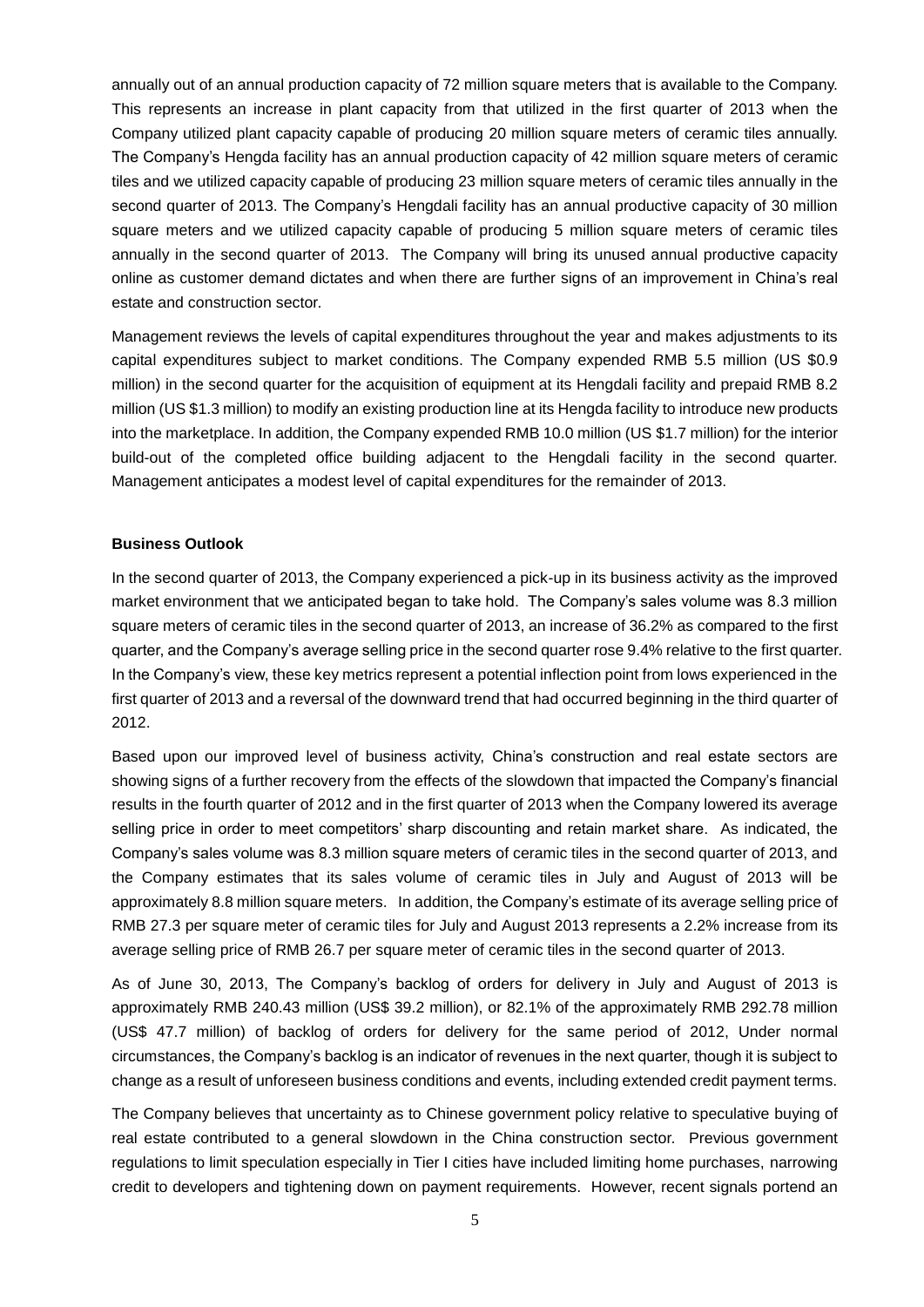annually out of an annual production capacity of 72 million square meters that is available to the Company. This represents an increase in plant capacity from that utilized in the first quarter of 2013 when the Company utilized plant capacity capable of producing 20 million square meters of ceramic tiles annually. The Company's Hengda facility has an annual production capacity of 42 million square meters of ceramic tiles and we utilized capacity capable of producing 23 million square meters of ceramic tiles annually in the second quarter of 2013. The Company's Hengdali facility has an annual productive capacity of 30 million square meters and we utilized capacity capable of producing 5 million square meters of ceramic tiles annually in the second quarter of 2013. The Company will bring its unused annual productive capacity online as customer demand dictates and when there are further signs of an improvement in China's real estate and construction sector.

Management reviews the levels of capital expenditures throughout the year and makes adjustments to its capital expenditures subject to market conditions. The Company expended RMB 5.5 million (US $0.9 million) in the second quarter for the acquisition of equipment at its Hengdali facility and prepaid RMB 8.2 million (US $1.3 million) to modify an existing production line at its Hengda facility to introduce new products into the marketplace. In addition, the Company expended RMB 10.0 million (US $1.7 million) for the interior build-out of the completed office building adjacent to the Hengdali facility in the second quarter. Management anticipates a modest level of capital expenditures for the remainder of 2013.

**Business Outlook**

In the second quarter of 2013, the Company experienced a pick-up in its business activity as the improved market environment that we anticipated began to take hold. The Company's sales volume was 8.3 million square meters of ceramic tiles in the second quarter of 2013, an increase of 36.2% as compared to the first quarter, and the Company's average selling price in the second quarter rose 9.4% relative to the first quarter. In the Company's view, these key metrics represent a potential inflection point from lows experienced in the first quarter of 2013 and a reversal of the downward trend that had occurred beginning in the third quarter of 2012.

Based upon our improved level of business activity, China's construction and real estate sectors are showing signs of a further recovery from the effects of the slowdown that impacted the Company's financial results in the fourth quarter of 2012 and in the first quarter of 2013 when the Company lowered its average selling price in order to meet competitors' sharp discounting and retain market share. As indicated, the Company's sales volume was 8.3 million square meters of ceramic tiles in the second quarter of 2013, and the Company estimates that its sales volume of ceramic tiles in July and August of 2013 will be approximately 8.8 million square meters. In addition, the Company's estimate of its average selling price of RMB 27.3 per square meter of ceramic tiles for July and August 2013 represents a 2.2% increase from its average selling price of RMB 26.7 per square meter of ceramic tiles in the second quarter of 2013.

As of June 30, 2013, The Company's backlog of orders for delivery in July and August of 2013 is approximately RMB 240.43 million (US$ 39.2 million), or 82.1% of the approximately RMB 292.78 million (US$ 47.7 million) of backlog of orders for delivery for the same period of 2012, Under normal circumstances, the Company's backlog is an indicator of revenues in the next quarter, though it is subject to change as a result of unforeseen business conditions and events, including extended credit payment terms.

The Company believes that uncertainty as to Chinese government policy relative to speculative buying of real estate contributed to a general slowdown in the China construction sector. Previous government regulations to limit speculation especially in Tier I cities have included limiting home purchases, narrowing credit to developers and tightening down on payment requirements. However, recent signals portend an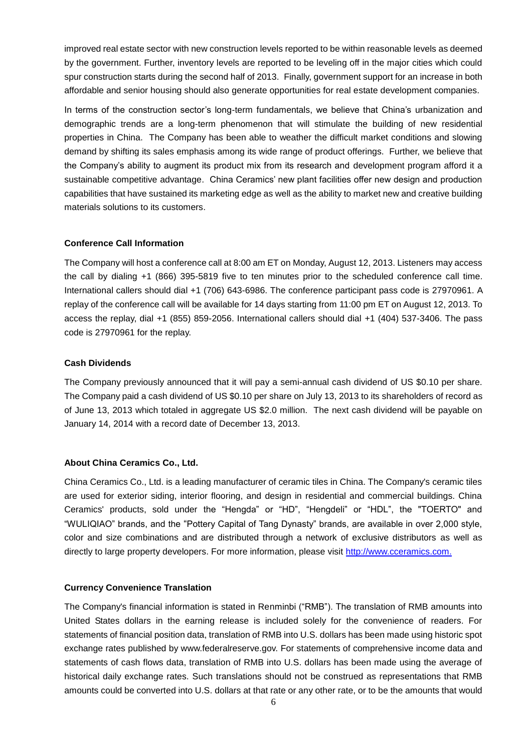improved real estate sector with new construction levels reported to be within reasonable levels as deemed by the government. Further, inventory levels are reported to be leveling off in the major cities which could spur construction starts during the second half of 2013. Finally, government support for an increase in both affordable and senior housing should also generate opportunities for real estate development companies.

In terms of the construction sector's long-term fundamentals, we believe that China's urbanization and demographic trends are a long-term phenomenon that will stimulate the building of new residential properties in China. The Company has been able to weather the difficult market conditions and slowing demand by shifting its sales emphasis among its wide range of product offerings. Further, we believe that the Company's ability to augment its product mix from its research and development program afford it a sustainable competitive advantage. China Ceramics' new plant facilities offer new design and production capabilities that have sustained its marketing edge as well as the ability to market new and creative building materials solutions to its customers.

**Conference Call Information**

The Company will host a conference call at 8:00 am ET on Monday, August 12, 2013. Listeners may access the call by dialing +1 (866) 395-5819 five to ten minutes prior to the scheduled conference call time. International callers should dial +1 (706) 643-6986. The conference participant pass code is 27970961. A replay of the conference call will be available for 14 days starting from 11:00 pm ET on August 12, 2013. To access the replay, dial +1 (855) 859-2056. International callers should dial +1 (404) 537-3406. The pass code is 27970961 for the replay.

**Cash Dividends**

The Company previously announced that it will pay a semi-annual cash dividend of US $0.10 per share. The Company paid a cash dividend of US $0.10 per share on July 13, 2013 to its shareholders of record as of June 13, 2013 which totaled in aggregate US $2.0 million. The next cash dividend will be payable on January 14, 2014 with a record date of December 13, 2013.

**About China Ceramics Co., Ltd.**

China Ceramics Co., Ltd. is a leading manufacturer of ceramic tiles in China. The Company's ceramic tiles are used for exterior siding, interior flooring, and design in residential and commercial buildings. China Ceramics' products, sold under the "Hengda" or "HD", "Hengdeli" or "HDL", the "TOERTO" and "WULIQIAO" brands, and the "Pottery Capital of Tang Dynasty" brands, are available in over 2,000 style, color and size combinations and are distributed through a network of exclusive distributors as well as directly to large property developers. For more information, please visit [http://www.cceramics.com.](http://www.cceramics.com)

**Currency Convenience Translation**

The Company's financial information is stated in Renminbi ("RMB"). The translation of RMB amounts into United States dollars in the earning release is included solely for the convenience of readers. For statements of financial position data, translation of RMB into U.S. dollars has been made using historic spot exchange rates published by www.federalreserve.gov. For statements of comprehensive income data and statements of cash flows data, translation of RMB into U.S. dollars has been made using the average of historical daily exchange rates. Such translations should not be construed as representations that RMB amounts could be converted into U.S. dollars at that rate or any other rate, or to be the amounts that would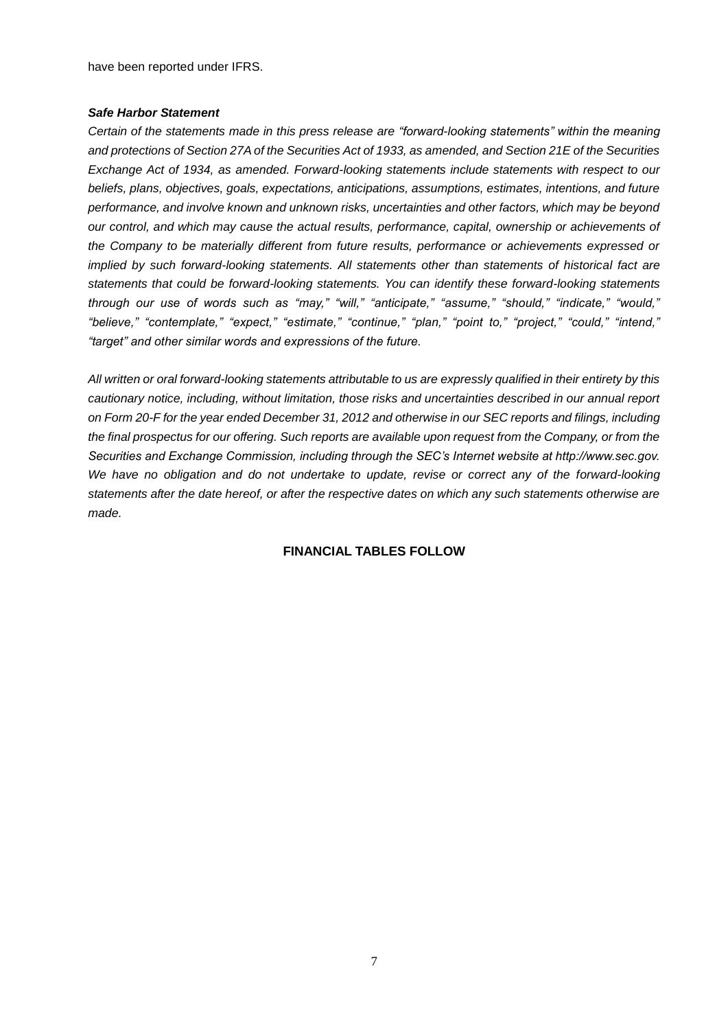have been reported under IFRS.

***Safe Harbor Statement***

*Certain of the statements made in this press release are "forward-looking statements" within the meaning and protections of Section 27A of the Securities Act of 1933, as amended, and Section 21E of the Securities Exchange Act of 1934, as amended. Forward-looking statements include statements with respect to our beliefs, plans, objectives, goals, expectations, anticipations, assumptions, estimates, intentions, and future performance, and involve known and unknown risks, uncertainties and other factors, which may be beyond our control, and which may cause the actual results, performance, capital, ownership or achievements of the Company to be materially different from future results, performance or achievements expressed or implied by such forward-looking statements. All statements other than statements of historical fact are statements that could be forward-looking statements. You can identify these forward-looking statements through our use of words such as "may," "will," "anticipate," "assume," "should," "indicate," "would," "believe," "contemplate," "expect," "estimate," "continue," "plan," "point to," "project," "could," "intend," "target" and other similar words and expressions of the future.*

*All written or oral forward-looking statements attributable to us are expressly qualified in their entirety by this cautionary notice, including, without limitation, those risks and uncertainties described in our annual report on Form 20-F for the year ended December 31, 2012 and otherwise in our SEC reports and filings, including the final prospectus for our offering. Such reports are available upon request from the Company, or from the Securities and Exchange Commission, including through the SEC's Internet website at http://www.sec.gov. We have no obligation and do not undertake to update, revise or correct any of the forward-looking statements after the date hereof, or after the respective dates on which any such statements otherwise are made.*

**FINANCIAL TABLES FOLLOW**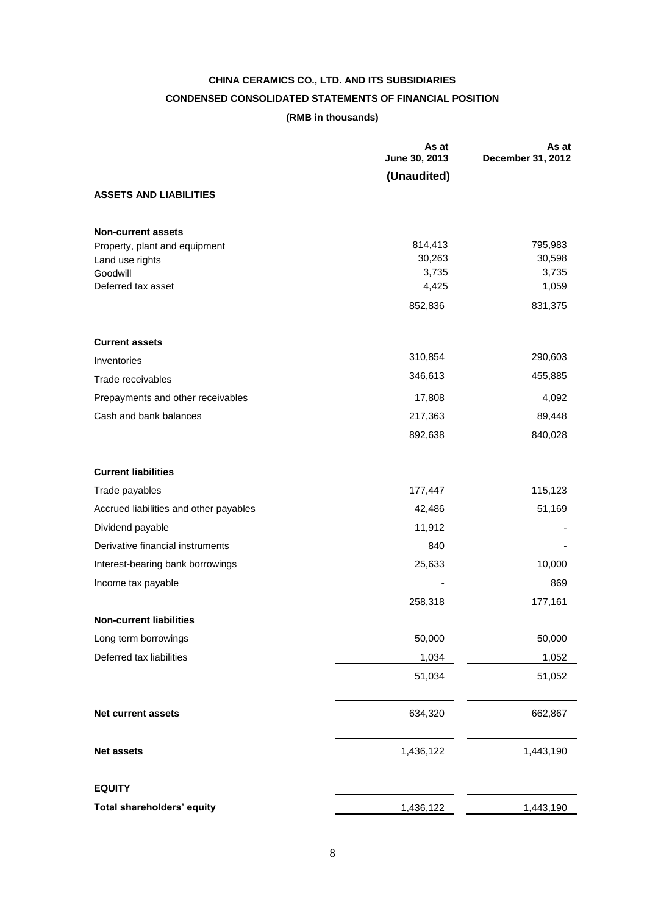**CHINA CERAMICS CO., LTD. AND ITS SUBSIDIARIES**

**CONDENSED CONSOLIDATED STATEMENTS OF FINANCIAL POSITION**

**(RMB in thousands)**

| | As at June 30, 2013 (Unaudited) | As at December 31, 2012 |
|---|---|---|
| **ASSETS AND LIABILITIES** | | |
| **Non-current assets** | | |
| Property, plant and equipment | 814,413 | 795,983 |
| Land use rights | 30,263 | 30,598 |
| Goodwill | 3,735 | 3,735 |
| Deferred tax asset | 4,425 | 1,059 |
| | 852,836 | 831,375 |
| **Current assets** | | |
| Inventories | 310,854 | 290,603 |
| Trade receivables | 346,613 | 455,885 |
| Prepayments and other receivables | 17,808 | 4,092 |
| Cash and bank balances | 217,363 | 89,448 |
| | 892,638 | 840,028 |
| **Current liabilities** | | |
| Trade payables | 177,447 | 115,123 |
| Accrued liabilities and other payables | 42,486 | 51,169 |
| Dividend payable | 11,912 | - |
| Derivative financial instruments | 840 | - |
| Interest-bearing bank borrowings | 25,633 | 10,000 |
| Income tax payable | - | 869 |
| | 258,318 | 177,161 |
| **Non-current liabilities** | | |
| Long term borrowings | 50,000 | 50,000 |
| Deferred tax liabilities | 1,034 | 1,052 |
| | 51,034 | 51,052 |
| **Net current assets** | 634,320 | 662,867 |
| **Net assets** | 1,436,122 | 1,443,190 |
| **EQUITY** | | |
| **Total shareholders' equity** | 1,436,122 | 1,443,190 |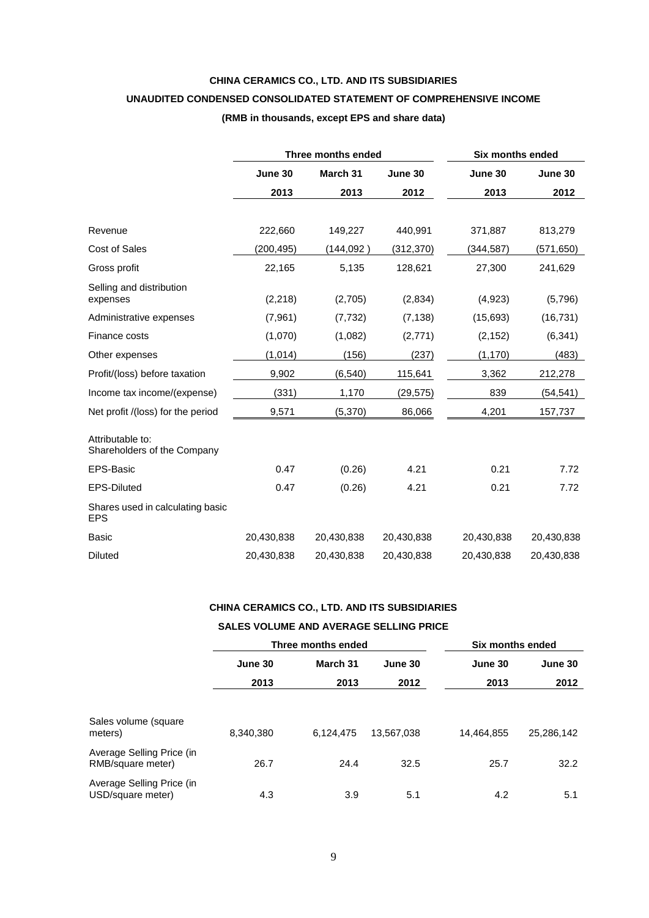**CHINA CERAMICS CO., LTD. AND ITS SUBSIDIARIES**

**UNAUDITED CONDENSED CONSOLIDATED STATEMENT OF COMPREHENSIVE INCOME**

**(RMB in thousands, except EPS and share data)**

| | Three months ended | | | Six months ended | |
|---|---|---|---|---|---|
| | **June 30 2013** | **March 31 2013** | **June 30 2012** | **June 30 2013** | **June 30 2012** |
| Revenue | 222,660 | 149,227 | 440,991 | 371,887 | 813,279 |
| Cost of Sales | (200,495) | (144,092 ) | (312,370) | (344,587) | (571,650) |
| Gross profit | 22,165 | 5,135 | 128,621 | 27,300 | 241,629 |
| Selling and distribution expenses | (2,218) | (2,705) | (2,834) | (4,923) | (5,796) |
| Administrative expenses | (7,961) | (7,732) | (7,138) | (15,693) | (16,731) |
| Finance costs | (1,070) | (1,082) | (2,771) | (2,152) | (6,341) |
| Other expenses | (1,014) | (156) | (237) | (1,170) | (483) |
| Profit/(loss) before taxation | 9,902 | (6,540) | 115,641 | 3,362 | 212,278 |
| Income tax income/(expense) | (331) | 1,170 | (29,575) | 839 | (54,541) |
| Net profit /(loss) for the period | 9,571 | (5,370) | 86,066 | 4,201 | 157,737 |
| Attributable to: Shareholders of the Company | | | | | |
| EPS-Basic | 0.47 | (0.26) | 4.21 | 0.21 | 7.72 |
| EPS-Diluted | 0.47 | (0.26) | 4.21 | 0.21 | 7.72 |
| Shares used in calculating basic EPS | | | | | |
| Basic | 20,430,838 | 20,430,838 | 20,430,838 | 20,430,838 | 20,430,838 |
| Diluted | 20,430,838 | 20,430,838 | 20,430,838 | 20,430,838 | 20,430,838 |

**CHINA CERAMICS CO., LTD. AND ITS SUBSIDIARIES**

**SALES VOLUME AND AVERAGE SELLING PRICE**

| | Three months ended | | | Six months ended | |
|---|---|---|---|---|---|
| | **June 30 2013** | **March 31 2013** | **June 30 2012** | **June 30 2013** | **June 30 2012** |
| Sales volume (square meters) | 8,340,380 | 6,124,475 | 13,567,038 | 14,464,855 | 25,286,142 |
| Average Selling Price (in RMB/square meter) | 26.7 | 24.4 | 32.5 | 25.7 | 32.2 |
| Average Selling Price (in USD/square meter) | 4.3 | 3.9 | 5.1 | 4.2 | 5.1 |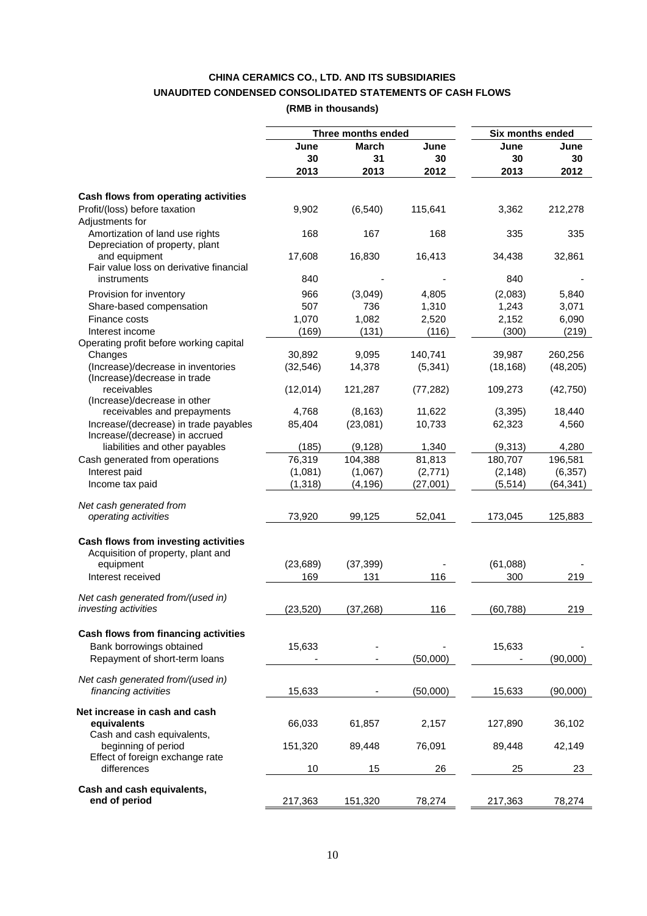**CHINA CERAMICS CO., LTD. AND ITS SUBSIDIARIES**

**UNAUDITED CONDENSED CONSOLIDATED STATEMENTS OF CASH FLOWS**

**(RMB in thousands)**

| | Three months ended | | | Six months ended | |
|---|---|---|---|---|---|
| | **June 30 2013** | **March 31 2013** | **June 30 2012** | **June 30 2013** | **June 30 2012** |
| **Cash flows from operating activities** | | | | | |
| Profit/(loss) before taxation | 9,902 | (6,540) | 115,641 | 3,362 | 212,278 |
| Adjustments for | | | | | |
| Amortization of land use rights | 168 | 167 | 168 | 335 | 335 |
| Depreciation of property, plant and equipment | 17,608 | 16,830 | 16,413 | 34,438 | 32,861 |
| Fair value loss on derivative financial instruments | 840 | - | - | 840 | - |
| Provision for inventory | 966 | (3,049) | 4,805 | (2,083) | 5,840 |
| Share-based compensation | 507 | 736 | 1,310 | 1,243 | 3,071 |
| Finance costs | 1,070 | 1,082 | 2,520 | 2,152 | 6,090 |
| Interest income | (169) | (131) | (116) | (300) | (219) |
| Operating profit before working capital Changes | 30,892 | 9,095 | 140,741 | 39,987 | 260,256 |
| (Increase)/decrease in inventories | (32,546) | 14,378 | (5,341) | (18,168) | (48,205) |
| (Increase)/decrease in trade receivables | (12,014) | 121,287 | (77,282) | 109,273 | (42,750) |
| (Increase)/decrease in other receivables and prepayments | 4,768 | (8,163) | 11,622 | (3,395) | 18,440 |
| Increase/(decrease) in trade payables | 85,404 | (23,081) | 10,733 | 62,323 | 4,560 |
| Increase/(decrease) in accrued liabilities and other payables | (185) | (9,128) | 1,340 | (9,313) | 4,280 |
| Cash generated from operations | 76,319 | 104,388 | 81,813 | 180,707 | 196,581 |
| Interest paid | (1,081) | (1,067) | (2,771) | (2,148) | (6,357) |
| Income tax paid | (1,318) | (4,196) | (27,001) | (5,514) | (64,341) |
| *Net cash generated from operating activities* | 73,920 | 99,125 | 52,041 | 173,045 | 125,883 |
| **Cash flows from investing activities** | | | | | |
| Acquisition of property, plant and equipment | (23,689) | (37,399) | - | (61,088) | - |
| Interest received | 169 | 131 | 116 | 300 | 219 |
| *Net cash generated from/(used in) investing activities* | (23,520) | (37,268) | 116 | (60,788) | 219 |
| **Cash flows from financing activities** | | | | | |
| Bank borrowings obtained | 15,633 | - | - | 15,633 | - |
| Repayment of short-term loans | - | - | (50,000) | - | (90,000) |
| *Net cash generated from/(used in) financing activities* | 15,633 | - | (50,000) | 15,633 | (90,000) |
| **Net increase in cash and cash equivalents** | 66,033 | 61,857 | 2,157 | 127,890 | 36,102 |
| Cash and cash equivalents, beginning of period | 151,320 | 89,448 | 76,091 | 89,448 | 42,149 |
| Effect of foreign exchange rate differences | 10 | 15 | 26 | 25 | 23 |
| **Cash and cash equivalents, end of period** | 217,363 | 151,320 | 78,274 | 217,363 | 78,274 |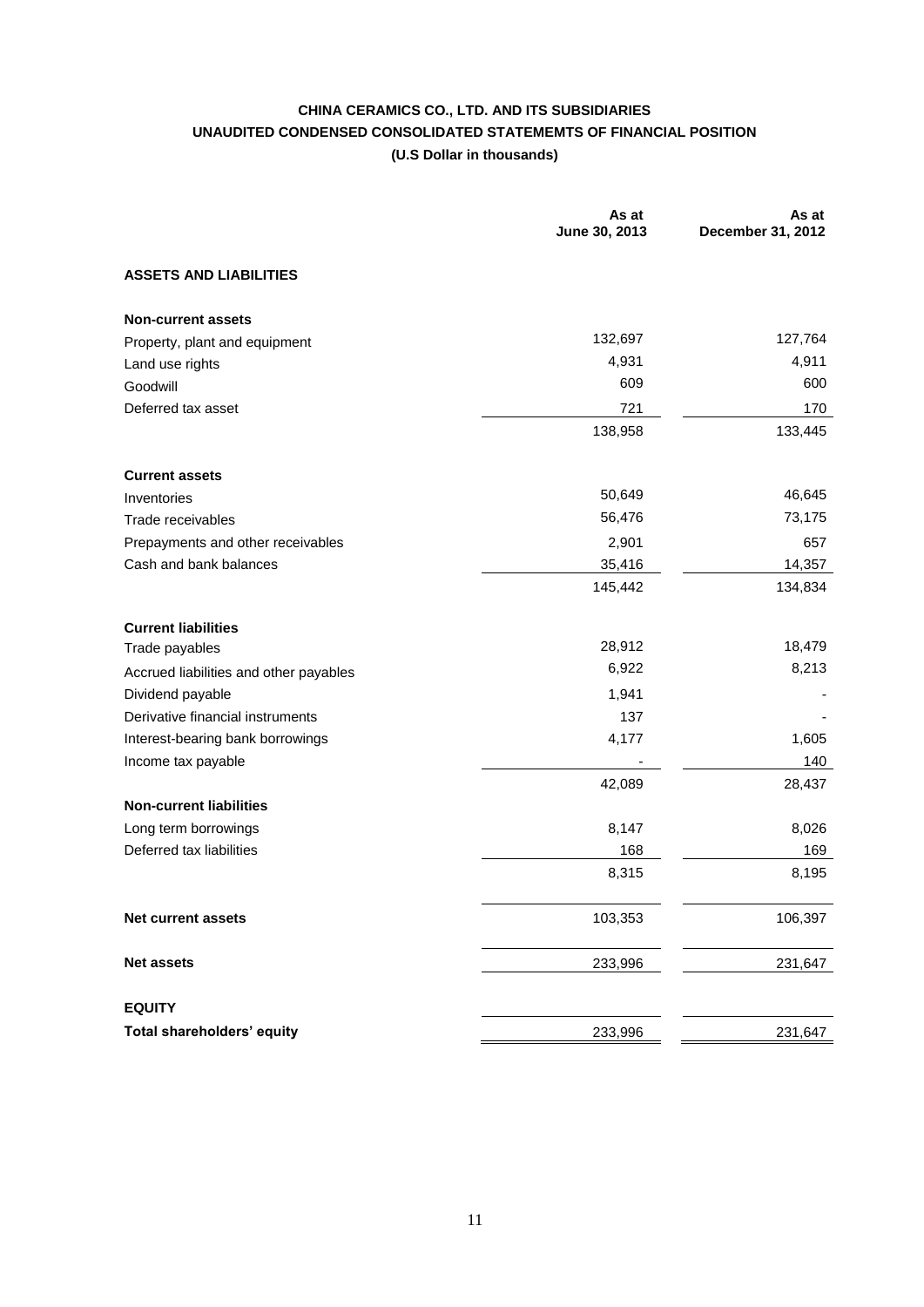# CHINA CERAMICS CO., LTD. AND ITS SUBSIDIARIES
## UNAUDITED CONDENSED CONSOLIDATED STATEMEMTS OF FINANCIAL POSITION
### (U.S Dollar in thousands)

| | As at June 30, 2013 | As at December 31, 2012 |
|---|---|---|
| **ASSETS AND LIABILITIES** | | |
| **Non-current assets** | | |
| Property, plant and equipment | 132,697 | 127,764 |
| Land use rights | 4,931 | 4,911 |
| Goodwill | 609 | 600 |
| Deferred tax asset | 721 | 170 |
| | 138,958 | 133,445 |
| **Current assets** | | |
| Inventories | 50,649 | 46,645 |
| Trade receivables | 56,476 | 73,175 |
| Prepayments and other receivables | 2,901 | 657 |
| Cash and bank balances | 35,416 | 14,357 |
| | 145,442 | 134,834 |
| **Current liabilities** | | |
| Trade payables | 28,912 | 18,479 |
| Accrued liabilities and other payables | 6,922 | 8,213 |
| Dividend payable | 1,941 | - |
| Derivative financial instruments | 137 | - |
| Interest-bearing bank borrowings | 4,177 | 1,605 |
| Income tax payable | - | 140 |
| | 42,089 | 28,437 |
| **Non-current liabilities** | | |
| Long term borrowings | 8,147 | 8,026 |
| Deferred tax liabilities | 168 | 169 |
| | 8,315 | 8,195 |
| **Net current assets** | 103,353 | 106,397 |
| **Net assets** | 233,996 | 231,647 |
| **EQUITY** | | |
| **Total shareholders' equity** | 233,996 | 231,647 |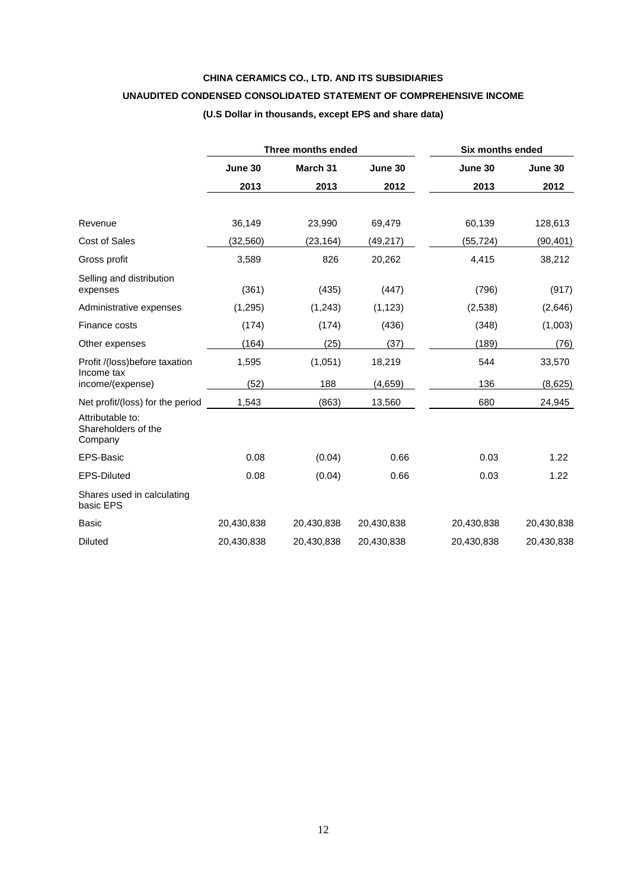**CHINA CERAMICS CO., LTD. AND ITS SUBSIDIARIES**

**UNAUDITED CONDENSED CONSOLIDATED STATEMENT OF COMPREHENSIVE INCOME**

**(U.S Dollar in thousands, except EPS and share data)**

| | Three months ended | | | Six months ended | |
|---|---|---|---|---|---|
| | **June 30 2013** | **March 31 2013** | **June 30 2012** | **June 30 2013** | **June 30 2012** |
| Revenue | 36,149 | 23,990 | 69,479 | 60,139 | 128,613 |
| Cost of Sales | (32,560) | (23,164) | (49,217) | (55,724) | (90,401) |
| Gross profit | 3,589 | 826 | 20,262 | 4,415 | 38,212 |
| Selling and distribution expenses | (361) | (435) | (447) | (796) | (917) |
| Administrative expenses | (1,295) | (1,243) | (1,123) | (2,538) | (2,646) |
| Finance costs | (174) | (174) | (436) | (348) | (1,003) |
| Other expenses | (164) | (25) | (37) | (189) | (76) |
| Profit /(loss)before taxation | 1,595 | (1,051) | 18,219 | 544 | 33,570 |
| Income tax income/(expense) | (52) | 188 | (4,659) | 136 | (8,625) |
| Net profit/(loss) for the period | 1,543 | (863) | 13,560 | 680 | 24,945 |
| Attributable to: Shareholders of the Company | | | | | |
| EPS-Basic | 0.08 | (0.04) | 0.66 | 0.03 | 1.22 |
| EPS-Diluted | 0.08 | (0.04) | 0.66 | 0.03 | 1.22 |
| Shares used in calculating basic EPS | | | | | |
| Basic | 20,430,838 | 20,430,838 | 20,430,838 | 20,430,838 | 20,430,838 |
| Diluted | 20,430,838 | 20,430,838 | 20,430,838 | 20,430,838 | 20,430,838 |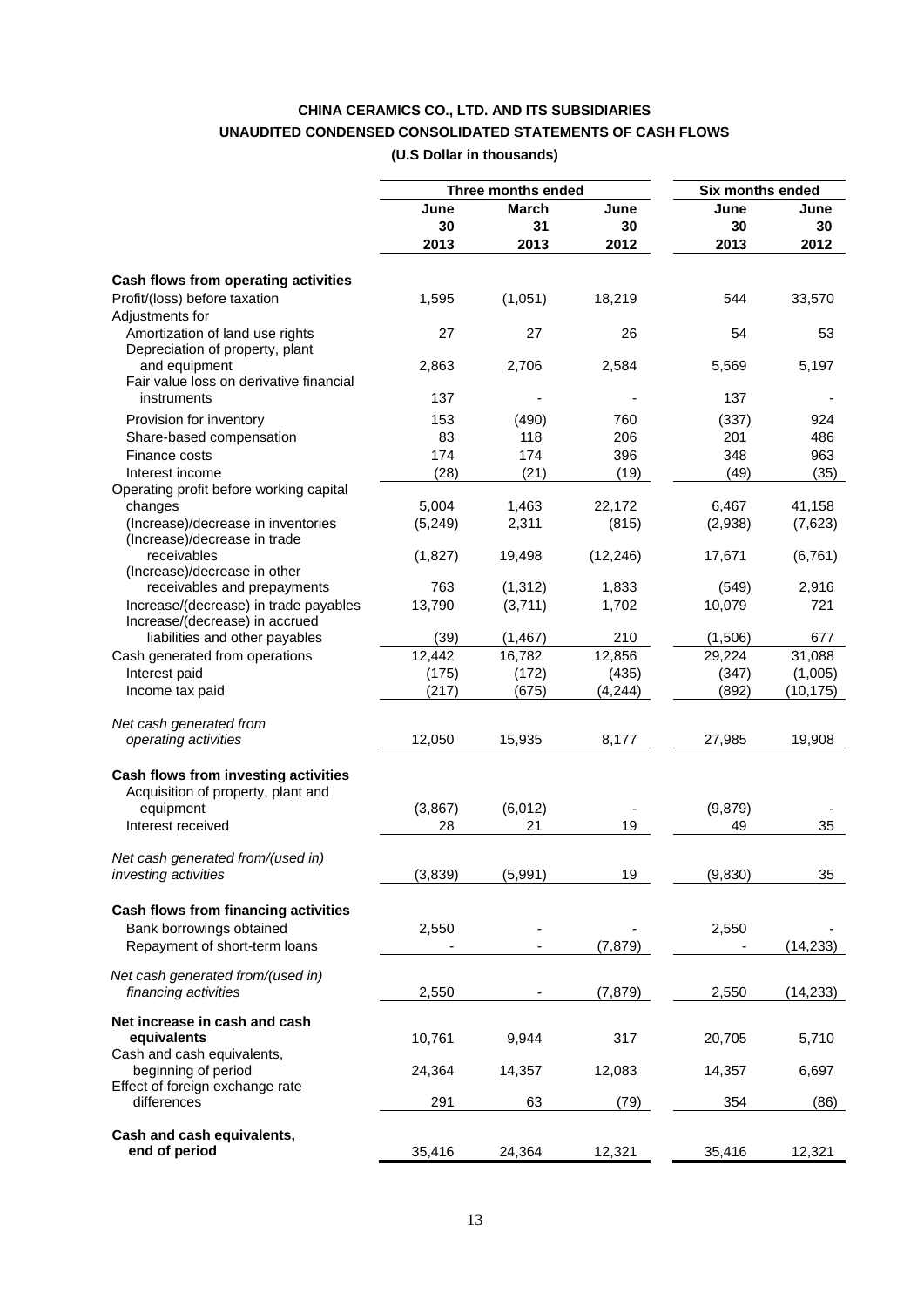**CHINA CERAMICS CO., LTD. AND ITS SUBSIDIARIES**

**UNAUDITED CONDENSED CONSOLIDATED STATEMENTS OF CASH FLOWS**

**(U.S Dollar in thousands)**

| | Three months ended | | | Six months ended | |
|---|---|---|---|---|---|
| | **June 30 2013** | **March 31 2013** | **June 30 2012** | **June 30 2013** | **June 30 2012** |
| **Cash flows from operating activities** | | | | | |
| Profit/(loss) before taxation | 1,595 | (1,051) | 18,219 | 544 | 33,570 |
| Adjustments for | | | | | |
| Amortization of land use rights | 27 | 27 | 26 | 54 | 53 |
| Depreciation of property, plant and equipment | 2,863 | 2,706 | 2,584 | 5,569 | 5,197 |
| Fair value loss on derivative financial instruments | 137 | - | - | 137 | - |
| Provision for inventory | 153 | (490) | 760 | (337) | 924 |
| Share-based compensation | 83 | 118 | 206 | 201 | 486 |
| Finance costs | 174 | 174 | 396 | 348 | 963 |
| Interest income | (28) | (21) | (19) | (49) | (35) |
| Operating profit before working capital changes | 5,004 | 1,463 | 22,172 | 6,467 | 41,158 |
| (Increase)/decrease in inventories | (5,249) | 2,311 | (815) | (2,938) | (7,623) |
| (Increase)/decrease in trade receivables | (1,827) | 19,498 | (12,246) | 17,671 | (6,761) |
| (Increase)/decrease in other receivables and prepayments | 763 | (1,312) | 1,833 | (549) | 2,916 |
| Increase/(decrease) in trade payables | 13,790 | (3,711) | 1,702 | 10,079 | 721 |
| Increase/(decrease) in accrued liabilities and other payables | (39) | (1,467) | 210 | (1,506) | 677 |
| Cash generated from operations | 12,442 | 16,782 | 12,856 | 29,224 | 31,088 |
| Interest paid | (175) | (172) | (435) | (347) | (1,005) |
| Income tax paid | (217) | (675) | (4,244) | (892) | (10,175) |
| *Net cash generated from operating activities* | 12,050 | 15,935 | 8,177 | 27,985 | 19,908 |
| **Cash flows from investing activities** | | | | | |
| Acquisition of property, plant and equipment | (3,867) | (6,012) | - | (9,879) | - |
| Interest received | 28 | 21 | 19 | 49 | 35 |
| *Net cash generated from/(used in) investing activities* | (3,839) | (5,991) | 19 | (9,830) | 35 |
| **Cash flows from financing activities** | | | | | |
| Bank borrowings obtained | 2,550 | - | - | 2,550 | - |
| Repayment of short-term loans | - | - | (7,879) | - | (14,233) |
| *Net cash generated from/(used in) financing activities* | 2,550 | - | (7,879) | 2,550 | (14,233) |
| **Net increase in cash and cash equivalents** | 10,761 | 9,944 | 317 | 20,705 | 5,710 |
| Cash and cash equivalents, beginning of period | 24,364 | 14,357 | 12,083 | 14,357 | 6,697 |
| Effect of foreign exchange rate differences | 291 | 63 | (79) | 354 | (86) |
| **Cash and cash equivalents, end of period** | 35,416 | 24,364 | 12,321 | 35,416 | 12,321 |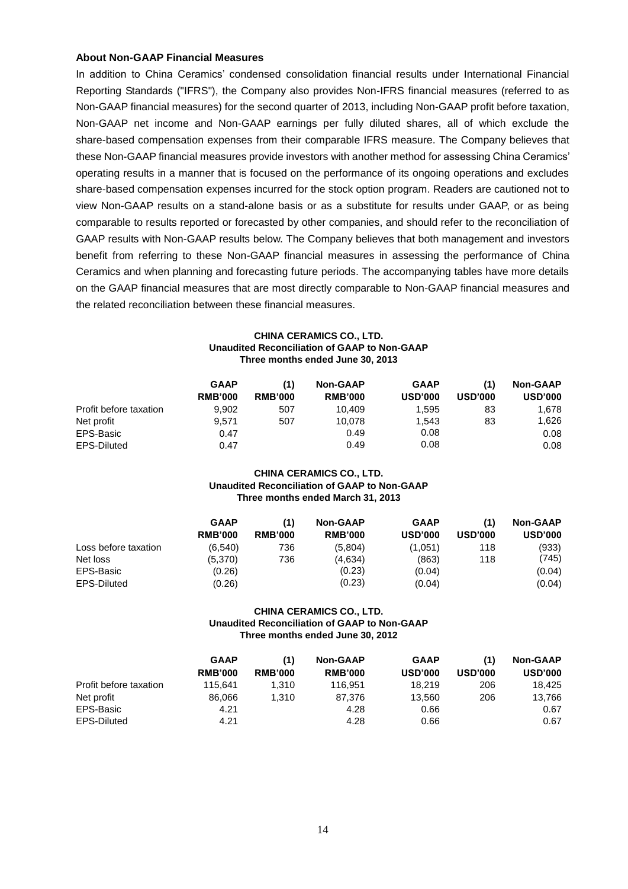**About Non-GAAP Financial Measures**

In addition to China Ceramics' condensed consolidation financial results under International Financial Reporting Standards ("IFRS"), the Company also provides Non-IFRS financial measures (referred to as Non-GAAP financial measures) for the second quarter of 2013, including Non-GAAP profit before taxation, Non-GAAP net income and Non-GAAP earnings per fully diluted shares, all of which exclude the share-based compensation expenses from their comparable IFRS measure. The Company believes that these Non-GAAP financial measures provide investors with another method for assessing China Ceramics' operating results in a manner that is focused on the performance of its ongoing operations and excludes share-based compensation expenses incurred for the stock option program. Readers are cautioned not to view Non-GAAP results on a stand-alone basis or as a substitute for results under GAAP, or as being comparable to results reported or forecasted by other companies, and should refer to the reconciliation of GAAP results with Non-GAAP results below. The Company believes that both management and investors benefit from referring to these Non-GAAP financial measures in assessing the performance of China Ceramics and when planning and forecasting future periods. The accompanying tables have more details on the GAAP financial measures that are most directly comparable to Non-GAAP financial measures and the related reconciliation between these financial measures.

**CHINA CERAMICS CO., LTD.**
**Unaudited Reconciliation of GAAP to Non-GAAP**
**Three months ended June 30, 2013**

| | GAAP RMB'000 | (1) RMB'000 | Non-GAAP RMB'000 | GAAP USD'000 | (1) USD'000 | Non-GAAP USD'000 |
|---|---|---|---|---|---|---|
| Profit before taxation | 9,902 | 507 | 10,409 | 1,595 | 83 | 1,678 |
| Net profit | 9,571 | 507 | 10,078 | 1,543 | 83 | 1,626 |
| EPS-Basic | 0.47 | | 0.49 | 0.08 | | 0.08 |
| EPS-Diluted | 0.47 | | 0.49 | 0.08 | | 0.08 |

**CHINA CERAMICS CO., LTD.**
**Unaudited Reconciliation of GAAP to Non-GAAP**
**Three months ended March 31, 2013**

| | GAAP RMB'000 | (1) RMB'000 | Non-GAAP RMB'000 | GAAP USD'000 | (1) USD'000 | Non-GAAP USD'000 |
|---|---|---|---|---|---|---|
| Loss before taxation | (6,540) | 736 | (5,804) | (1,051) | 118 | (933) |
| Net loss | (5,370) | 736 | (4,634) | (863) | 118 | (745) |
| EPS-Basic | (0.26) | | (0.23) | (0.04) | | (0.04) |
| EPS-Diluted | (0.26) | | (0.23) | (0.04) | | (0.04) |

**CHINA CERAMICS CO., LTD.**
**Unaudited Reconciliation of GAAP to Non-GAAP**
**Three months ended June 30, 2012**

| | GAAP RMB'000 | (1) RMB'000 | Non-GAAP RMB'000 | GAAP USD'000 | (1) USD'000 | Non-GAAP USD'000 |
|---|---|---|---|---|---|---|
| Profit before taxation | 115,641 | 1,310 | 116,951 | 18,219 | 206 | 18,425 |
| Net profit | 86,066 | 1,310 | 87,376 | 13,560 | 206 | 13,766 |
| EPS-Basic | 4.21 | | 4.28 | 0.66 | | 0.67 |
| EPS-Diluted | 4.21 | | 4.28 | 0.66 | | 0.67 |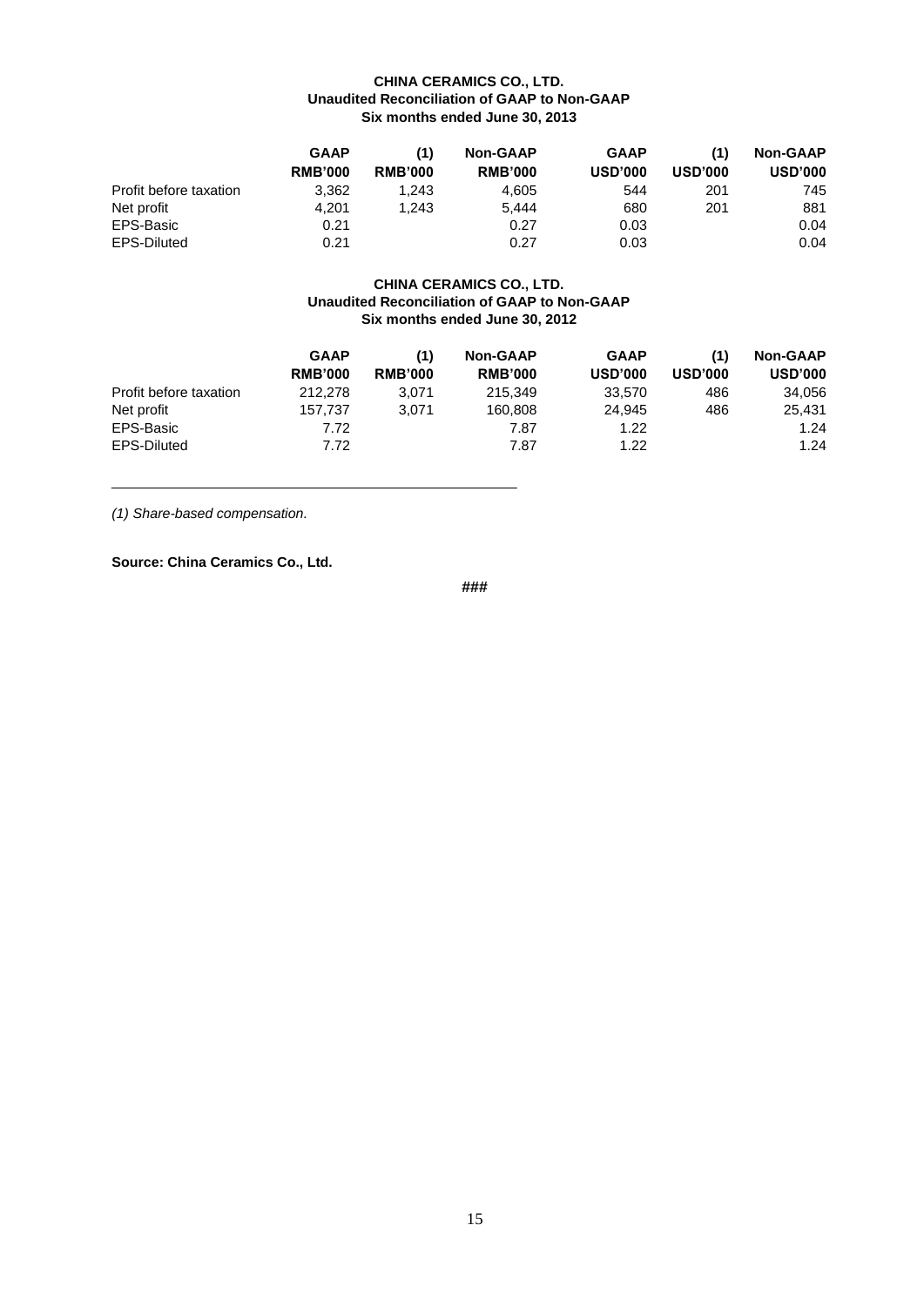**CHINA CERAMICS CO., LTD.**
**Unaudited Reconciliation of GAAP to Non-GAAP**
**Six months ended June 30, 2013**

| | GAAP RMB'000 | (1) RMB'000 | Non-GAAP RMB'000 | GAAP USD'000 | (1) USD'000 | Non-GAAP USD'000 |
|---|---|---|---|---|---|---|
| Profit before taxation | 3,362 | 1,243 | 4,605 | 544 | 201 | 745 |
| Net profit | 4,201 | 1,243 | 5,444 | 680 | 201 | 881 |
| EPS-Basic | 0.21 | | 0.27 | 0.03 | | 0.04 |
| EPS-Diluted | 0.21 | | 0.27 | 0.03 | | 0.04 |

**CHINA CERAMICS CO., LTD.**
**Unaudited Reconciliation of GAAP to Non-GAAP**
**Six months ended June 30, 2012**

| | GAAP RMB'000 | (1) RMB'000 | Non-GAAP RMB'000 | GAAP USD'000 | (1) USD'000 | Non-GAAP USD'000 |
|---|---|---|---|---|---|---|
| Profit before taxation | 212,278 | 3,071 | 215,349 | 33,570 | 486 | 34,056 |
| Net profit | 157,737 | 3,071 | 160,808 | 24,945 | 486 | 25,431 |
| EPS-Basic | 7.72 | | 7.87 | 1.22 | | 1.24 |
| EPS-Diluted | 7.72 | | 7.87 | 1.22 | | 1.24 |

*(1) Share-based compensation.*

**Source: China Ceramics Co., Ltd.**

###